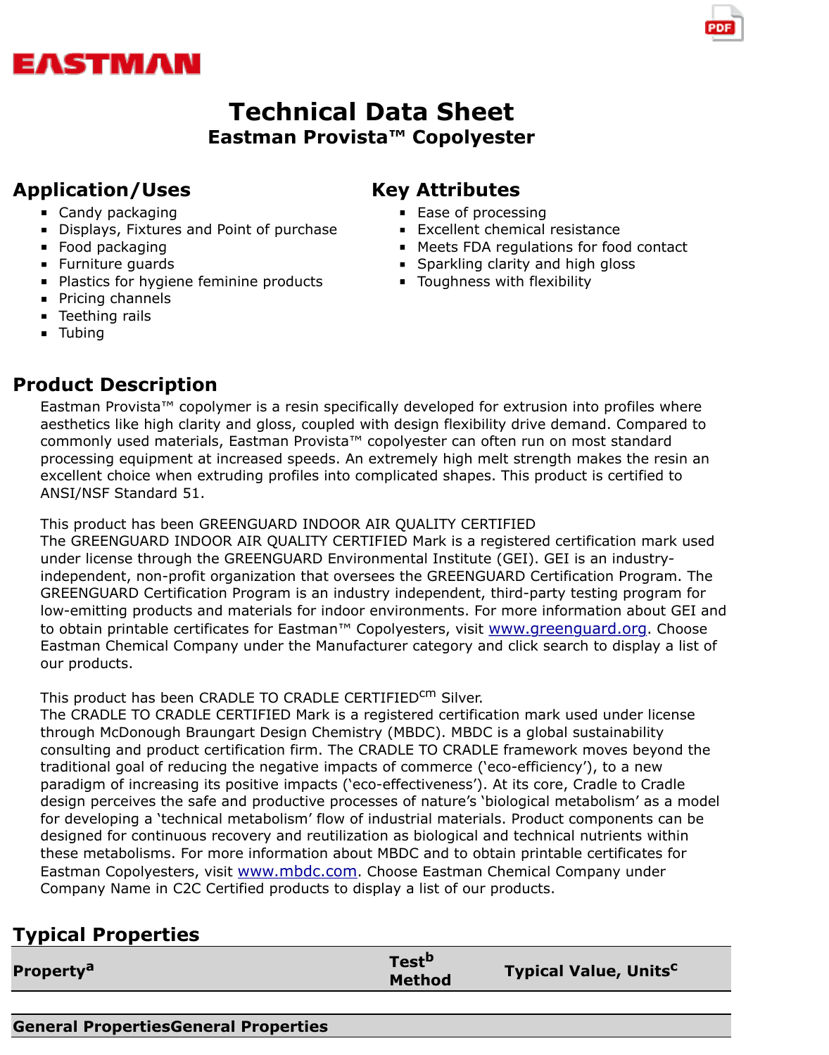EASTMAN

# Technical Data Sheet

## Eastman Provista™ Copolyester

## Application/Uses

- Candy packaging
- Displays, Fixtures and Point of purchase
- Food packaging
- Furniture guards
- Plastics for hygiene feminine products
- Pricing channels
- Teething rails
- Tubing

## Key Attributes

- Ease of processing
- Excellent chemical resistance
- Meets FDA regulations for food contact
- Sparkling clarity and high gloss
- Toughness with flexibility

## Product Description

Eastman Provista™ copolymer is a resin specifically developed for extrusion into profiles where aesthetics like high clarity and gloss, coupled with design flexibility drive demand. Compared to commonly used materials, Eastman Provista™ copolyester can often run on most standard processing equipment at increased speeds. An extremely high melt strength makes the resin an excellent choice when extruding profiles into complicated shapes. This product is certified to ANSI/NSF Standard 51.

This product has been GREENGUARD INDOOR AIR QUALITY CERTIFIED
The GREENGUARD INDOOR AIR QUALITY CERTIFIED Mark is a registered certification mark used under license through the GREENGUARD Environmental Institute (GEI). GEI is an industry-independent, non-profit organization that oversees the GREENGUARD Certification Program. The GREENGUARD Certification Program is an industry independent, third-party testing program for low-emitting products and materials for indoor environments. For more information about GEI and to obtain printable certificates for Eastman™ Copolyesters, visit www.greenguard.org. Choose Eastman Chemical Company under the Manufacturer category and click search to display a list of our products.

This product has been CRADLE TO CRADLE CERTIFIED[cm] Silver.
The CRADLE TO CRADLE CERTIFIED Mark is a registered certification mark used under license through McDonough Braungart Design Chemistry (MBDC). MBDC is a global sustainability consulting and product certification firm. The CRADLE TO CRADLE framework moves beyond the traditional goal of reducing the negative impacts of commerce ('eco-efficiency'), to a new paradigm of increasing its positive impacts ('eco-effectiveness'). At its core, Cradle to Cradle design perceives the safe and productive processes of nature's 'biological metabolism' as a model for developing a 'technical metabolism' flow of industrial materials. Product components can be designed for continuous recovery and reutilization as biological and technical nutrients within these metabolisms. For more information about MBDC and to obtain printable certificates for Eastman Copolyesters, visit www.mbdc.com. Choose Eastman Chemical Company under Company Name in C2C Certified products to display a list of our products.

## Typical Properties

| Property[a] | Test[b] Method | Typical Value, Units[c] |
|---|---|---|
| **General PropertiesGeneral Properties** | | |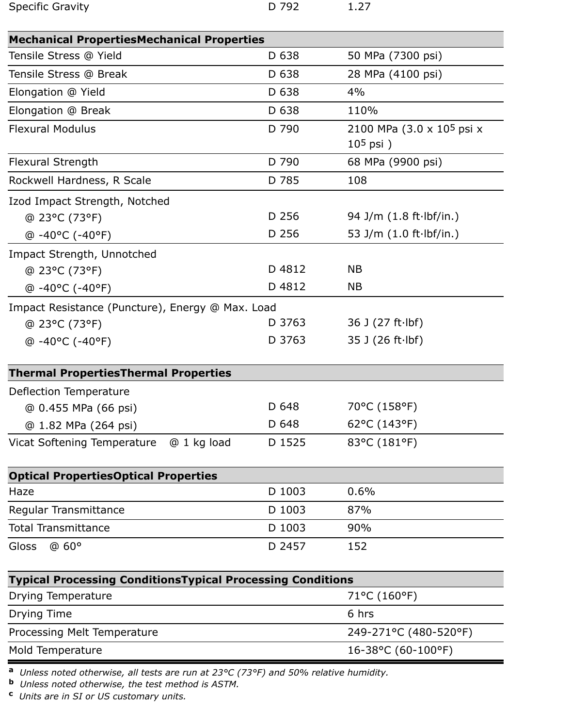| Specific Gravity | D 792 | 1.27 |
|---|---|---|

| **Mechanical PropertiesMechanical Properties** | | |
|---|---|---|
| Tensile Stress @ Yield | D 638 | 50 MPa (7300 psi) |
| Tensile Stress @ Break | D 638 | 28 MPa (4100 psi) |
| Elongation @ Yield | D 638 | 4% |
| Elongation @ Break | D 638 | 110% |
| Flexural Modulus | D 790 | 2100 MPa (3.0 x $10^5$ psi x $10^5$ psi ) |
| Flexural Strength | D 790 | 68 MPa (9900 psi) |
| Rockwell Hardness, R Scale | D 785 | 108 |
| Izod Impact Strength, Notched | | |
| @ 23°C (73°F) | D 256 | 94 J/m (1.8 ft·lbf/in.) |
| @ -40°C (-40°F) | D 256 | 53 J/m (1.0 ft·lbf/in.) |
| Impact Strength, Unnotched | | |
| @ 23°C (73°F) | D 4812 | NB |
| @ -40°C (-40°F) | D 4812 | NB |
| Impact Resistance (Puncture), Energy @ Max. Load | | |
| @ 23°C (73°F) | D 3763 | 36 J (27 ft·lbf) |
| @ -40°C (-40°F) | D 3763 | 35 J (26 ft·lbf) |

| **Thermal PropertiesThermal Properties** | | |
|---|---|---|
| Deflection Temperature | | |
| @ 0.455 MPa (66 psi) | D 648 | 70°C (158°F) |
| @ 1.82 MPa (264 psi) | D 648 | 62°C (143°F) |
| Vicat Softening Temperature @ 1 kg load | D 1525 | 83°C (181°F) |

| **Optical PropertiesOptical Properties** | | |
|---|---|---|
| Haze | D 1003 | 0.6% |
| Regular Transmittance | D 1003 | 87% |
| Total Transmittance | D 1003 | 90% |
| Gloss @ 60° | D 2457 | 152 |

| **Typical Processing ConditionsTypical Processing Conditions** | | |
|---|---|---|
| Drying Temperature | | 71°C (160°F) |
| Drying Time | | 6 hrs |
| Processing Melt Temperature | | 249-271°C (480-520°F) |
| Mold Temperature | | 16-38°C (60-100°F) |

[a] *Unless noted otherwise, all tests are run at 23°C (73°F) and 50% relative humidity.*
[b] *Unless noted otherwise, the test method is ASTM.*
[c] *Units are in SI or US customary units.*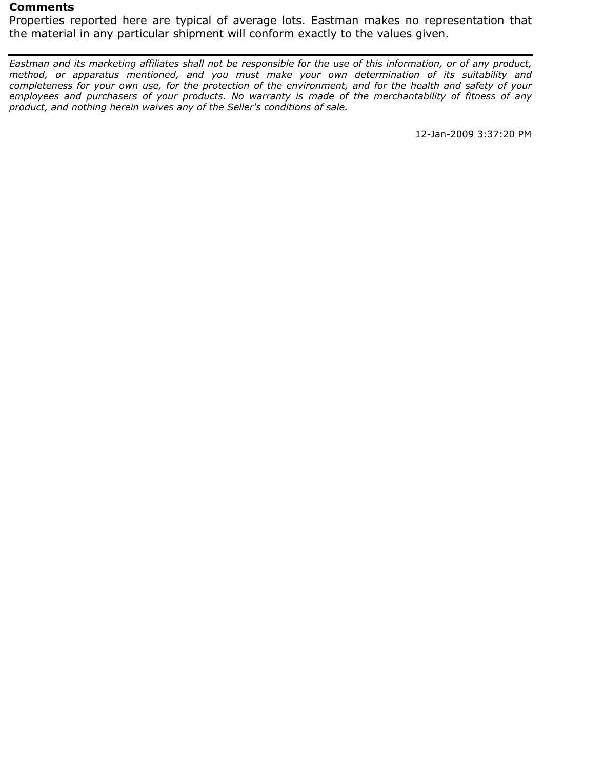**Comments**

Properties reported here are typical of average lots. Eastman makes no representation that the material in any particular shipment will conform exactly to the values given.

---

*Eastman and its marketing affiliates shall not be responsible for the use of this information, or of any product, method, or apparatus mentioned, and you must make your own determination of its suitability and completeness for your own use, for the protection of the environment, and for the health and safety of your employees and purchasers of your products. No warranty is made of the merchantability of fitness of any product, and nothing herein waives any of the Seller's conditions of sale.*

12-Jan-2009 3:37:20 PM